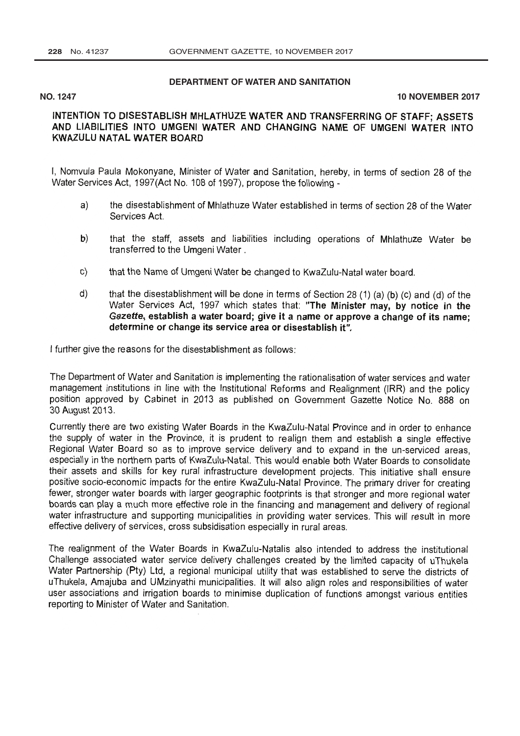## DEPARTMENT OF WATER AND SANITATION

**NO. 1247** **10 NOVEMBER 2017**

### INTENTION TO DISESTABLISH MHLATHUZE WATER AND TRANSFERRING OF STAFF; ASSETS AND LIABILITIES INTO UMGENI WATER AND CHANGING NAME OF UMGENI WATER INTO KWAZULU NATAL WATER BOARD

I, Nomvula Paula Mokonyane, Minister of Water and Sanitation, hereby, in terms of section 28 of the Water Services Act, 1997(Act No. 108 of 1997), propose the following -

a) the disestablishment of Mhlathuze Water established in terms of section 28 of the Water Services Act.

b) that the staff, assets and liabilities including operations of Mhlathuze Water be transferred to the Umgeni Water .

c) that the Name of Umgeni Water be changed to KwaZulu-Natal water board.

d) that the disestablishment will be done in terms of Section 28 (1) (a) (b) (c) and (d) of the Water Services Act, 1997 which states that: **"The Minister may, by notice in the *Gazette*, establish a water board; give it a name or approve a change of its name; determine or change its service area or disestablish it".**

I further give the reasons for the disestablishment as follows:

The Department of Water and Sanitation is implementing the rationalisation of water services and water management institutions in line with the Institutional Reforms and Realignment (IRR) and the policy position approved by Cabinet in 2013 as published on Government Gazette Notice No. 888 on 30 August 2013.

Currently there are two existing Water Boards in the KwaZulu-Natal Province and in order to enhance the supply of water in the Province, it is prudent to realign them and establish a single effective Regional Water Board so as to improve service delivery and to expand in the un-serviced areas, especially in the northern parts of KwaZulu-Natal. This would enable both Water Boards to consolidate their assets and skills for key rural infrastructure development projects. This initiative shall ensure positive socio-economic impacts for the entire KwaZulu-Natal Province. The primary driver for creating fewer, stronger water boards with larger geographic footprints is that stronger and more regional water boards can play a much more effective role in the financing and management and delivery of regional water infrastructure and supporting municipalities in providing water services. This will result in more effective delivery of services, cross subsidisation especially in rural areas.

The realignment of the Water Boards in KwaZulu-Natalis also intended to address the institutional Challenge associated water service delivery challenges created by the limited capacity of uThukela Water Partnership (Pty) Ltd, a regional municipal utility that was established to serve the districts of uThukela, Amajuba and UMzinyathi municipalities. It will also align roles and responsibilities of water user associations and irrigation boards to minimise duplication of functions amongst various entities reporting to Minister of Water and Sanitation.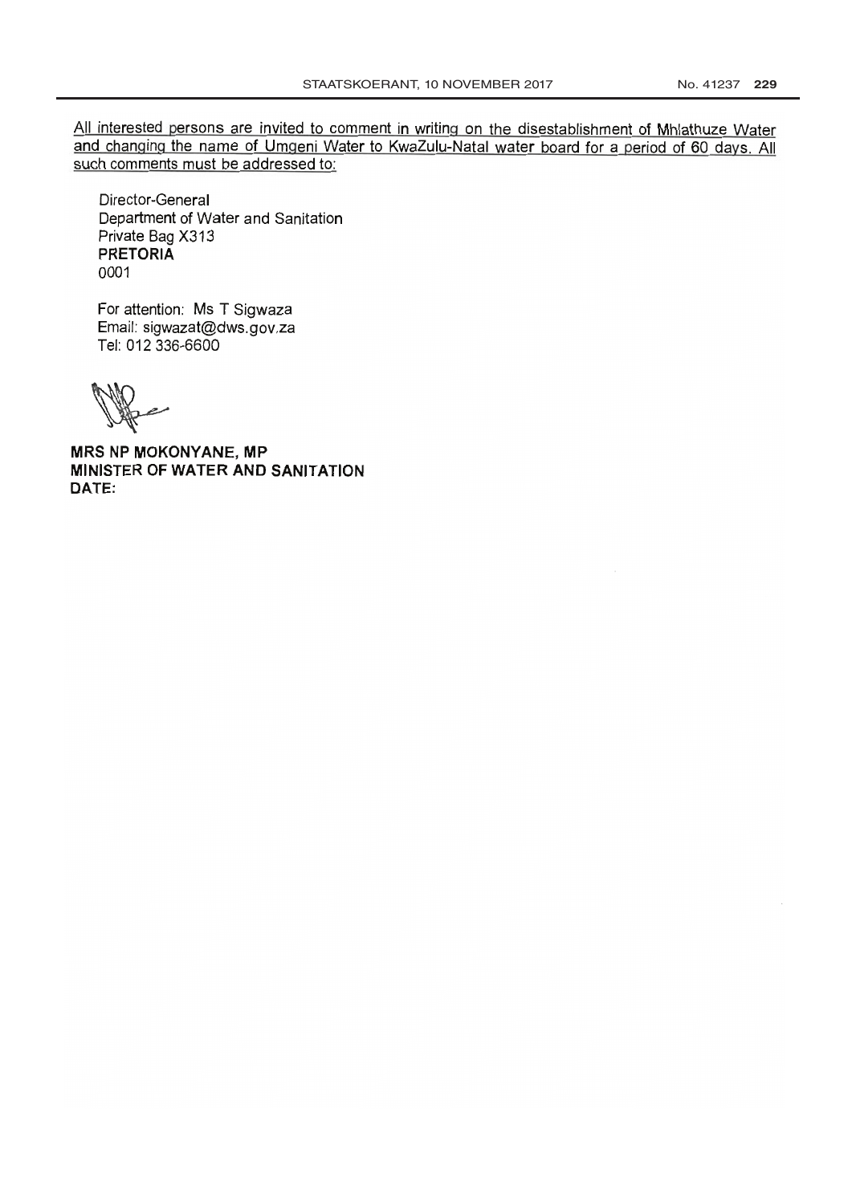All interested persons are invited to comment in writing on the disestablishment of Mhlathuze Water and changing the name of Umgeni Water to KwaZulu-Natal water board for a period of 60 days. All such comments must be addressed to:

Director-General
Department of Water and Sanitation
Private Bag X313
**PRETORIA**
0001

For attention: Ms T Sigwaza
Email: sigwazat@dws.gov.za
Tel: 012 336-6600

**MRS NP MOKONYANE, MP**
**MINISTER OF WATER AND SANITATION**
**DATE:**